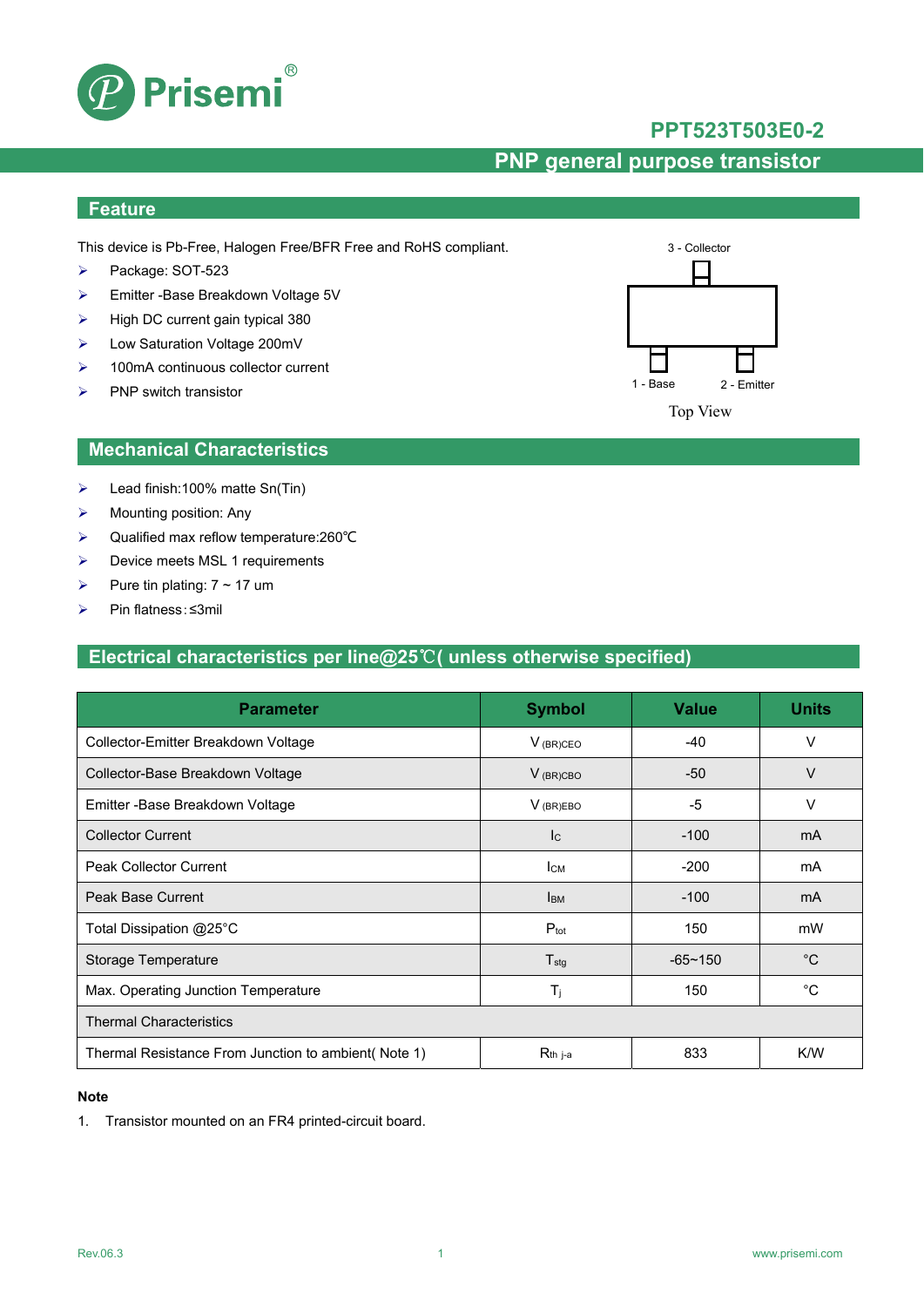# PPT523T503E0-2

## PNP general purpose transistor

## Feature

This device is Pb-Free, Halogen Free/BFR Free and RoHS compliant.

- Package: SOT-523
- Emitter -Base Breakdown Voltage 5V
- High DC current gain typical 380
- Low Saturation Voltage 200mV
- 100mA continuous collector current
- PNP switch transistor

3 - Collector

1 - Base

2 - Emitter

Top View

## Mechanical Characteristics

- Lead finish:100% matte Sn(Tin)
- Mounting position: Any
- Qualified max reflow temperature:260℃
- Device meets MSL 1 requirements
- Pure tin plating: 7 ~ 17 um
- Pin flatness:≤3mil

## Electrical characteristics per line@25℃( unless otherwise specified)

| Parameter | Symbol | Value | Units |
|---|---|---|---|
| Collector-Emitter Breakdown Voltage | $V_{(BR)CEO}$ | -40 | V |
| Collector-Base Breakdown Voltage | $V_{(BR)CBO}$ | -50 | V |
| Emitter -Base Breakdown Voltage | $V_{(BR)EBO}$ | -5 | V |
| Collector Current | $I_C$ | -100 | mA |
| Peak Collector Current | $I_{CM}$ | -200 | mA |
| Peak Base Current | $I_{BM}$ | -100 | mA |
| Total Dissipation @25°C | $P_{tot}$ | 150 | mW |
| Storage Temperature | $T_{stg}$ | -65~150 | °C |
| Max. Operating Junction Temperature | $T_j$ | 150 | °C |
| Thermal Characteristics | | | |
| Thermal Resistance From Junction to ambient( Note 1) | $R_{th\ j\text{-}a}$ | 833 | K/W |

**Note**

1. Transistor mounted on an FR4 printed-circuit board.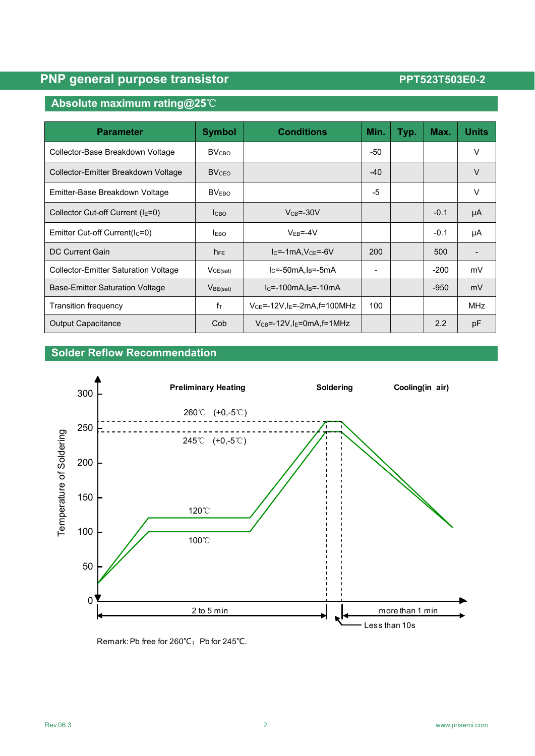## Absolute maximum rating@25℃

| Parameter | Symbol | Conditions | Min. | Typ. | Max. | Units |
|---|---|---|---|---|---|---|
| Collector-Base Breakdown Voltage | $BV_{CBO}$ | | -50 | | | V |
| Collector-Emitter Breakdown Voltage | $BV_{CEO}$ | | -40 | | | V |
| Emitter-Base Breakdown Voltage | $BV_{EBO}$ | | -5 | | | V |
| Collector Cut-off Current ($I_E$=0) | $I_{CBO}$ | $V_{CB}$=-30V | | | -0.1 | μA |
| Emitter Cut-off Current($I_C$=0) | $I_{EBO}$ | $V_{EB}$=-4V | | | -0.1 | μA |
| DC Current Gain | $h_{FE}$ | $I_C$=-1mA,$V_{CE}$=-6V | 200 | | 500 | - |
| Collector-Emitter Saturation Voltage | $V_{CE(sat)}$ | $I_C$=-50mA,$I_B$=-5mA | - | | -200 | mV |
| Base-Emitter Saturation Voltage | $V_{BE(sat)}$ | $I_C$=-100mA,$I_B$=-10mA | | | -950 | mV |
| Transition frequency | $f_T$ | $V_{CE}$=-12V,$I_E$=-2mA,f=100MHz | 100 | | | MHz |
| Output Capacitance | Cob | $V_{CB}$=-12V,$I_E$=0mA,f=1MHz | | | 2.2 | pF |

## Solder Reflow Recommendation

Preliminary Heating — Soldering — Cooling(in air)

Temperature of Soldering: 260℃ (+0,-5℃); 245℃ (+0,-5℃); 120℃; 100℃

2 to 5 min; Less than 10s; more than 1 min

Remark: Pb free for 260℃; Pb for 245℃.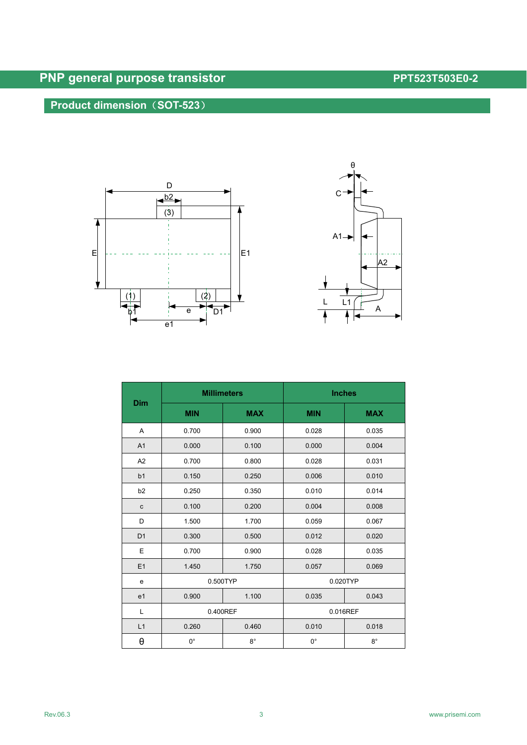## Product dimension（SOT-523）

| Dim | Millimeters | | Inches | |
|---|---|---|---|---|
| | MIN | MAX | MIN | MAX |
| A | 0.700 | 0.900 | 0.028 | 0.035 |
| A1 | 0.000 | 0.100 | 0.000 | 0.004 |
| A2 | 0.700 | 0.800 | 0.028 | 0.031 |
| b1 | 0.150 | 0.250 | 0.006 | 0.010 |
| b2 | 0.250 | 0.350 | 0.010 | 0.014 |
| c | 0.100 | 0.200 | 0.004 | 0.008 |
| D | 1.500 | 1.700 | 0.059 | 0.067 |
| D1 | 0.300 | 0.500 | 0.012 | 0.020 |
| E | 0.700 | 0.900 | 0.028 | 0.035 |
| E1 | 1.450 | 1.750 | 0.057 | 0.069 |
| e | 0.500TYP | | 0.020TYP | |
| e1 | 0.900 | 1.100 | 0.035 | 0.043 |
| L | 0.400REF | | 0.016REF | |
| L1 | 0.260 | 0.460 | 0.010 | 0.018 |
| θ | 0° | 8° | 0° | 8° |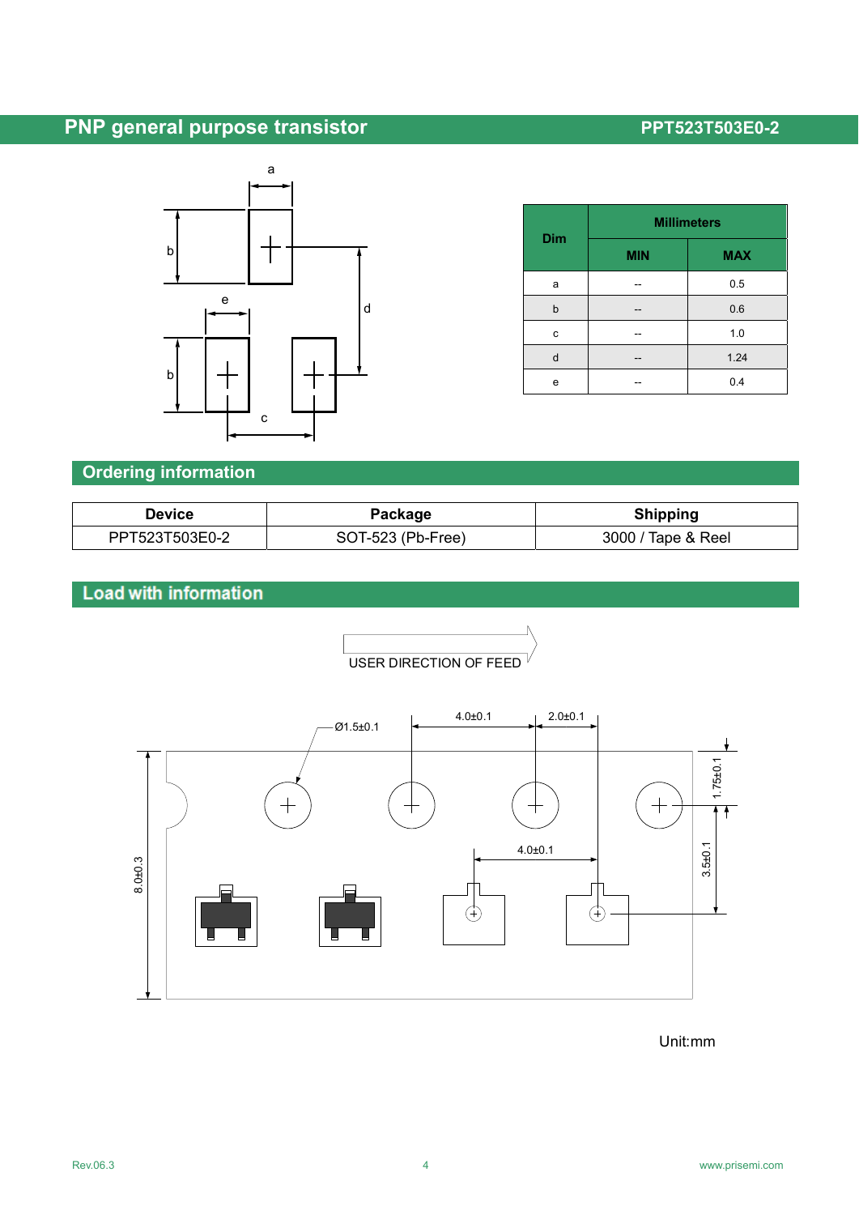| Dim | Millimeters | |
|---|---|---|
| | MIN | MAX |
| a | -- | 0.5 |
| b | -- | 0.6 |
| c | -- | 1.0 |
| d | -- | 1.24 |
| e | -- | 0.4 |

## Ordering information

| Device | Package | Shipping |
|---|---|---|
| PPT523T503E0-2 | SOT-523 (Pb-Free) | 3000 / Tape & Reel |

## Load with information

USER DIRECTION OF FEED

Ø1.5±0.1, 4.0±0.1, 2.0±0.1, 1.75±0.1, 4.0±0.1, 3.5±0.1, 8.0±0.3

Unit:mm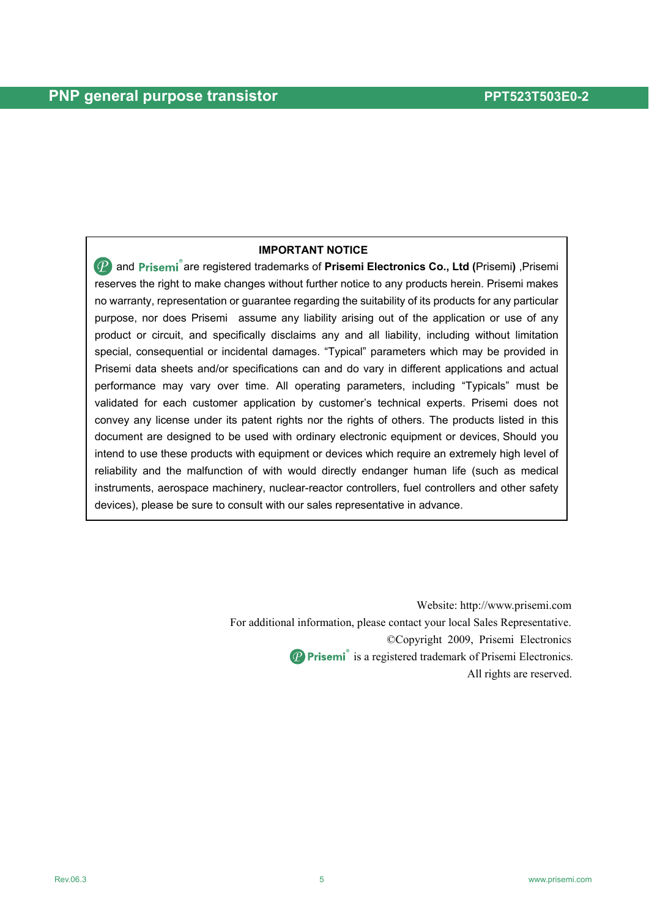## IMPORTANT NOTICE

and Prisemi® are registered trademarks of **Prisemi Electronics Co., Ltd (**Prisemi**)** ,Prisemi reserves the right to make changes without further notice to any products herein. Prisemi makes no warranty, representation or guarantee regarding the suitability of its products for any particular purpose, nor does Prisemi assume any liability arising out of the application or use of any product or circuit, and specifically disclaims any and all liability, including without limitation special, consequential or incidental damages. “Typical” parameters which may be provided in Prisemi data sheets and/or specifications can and do vary in different applications and actual performance may vary over time. All operating parameters, including “Typicals” must be validated for each customer application by customer’s technical experts. Prisemi does not convey any license under its patent rights nor the rights of others. The products listed in this document are designed to be used with ordinary electronic equipment or devices, Should you intend to use these products with equipment or devices which require an extremely high level of reliability and the malfunction of with would directly endanger human life (such as medical instruments, aerospace machinery, nuclear-reactor controllers, fuel controllers and other safety devices), please be sure to consult with our sales representative in advance.

Website: http://www.prisemi.com

For additional information, please contact your local Sales Representative.

©Copyright 2009, Prisemi Electronics

Prisemi® is a registered trademark of Prisemi Electronics.

All rights are reserved.